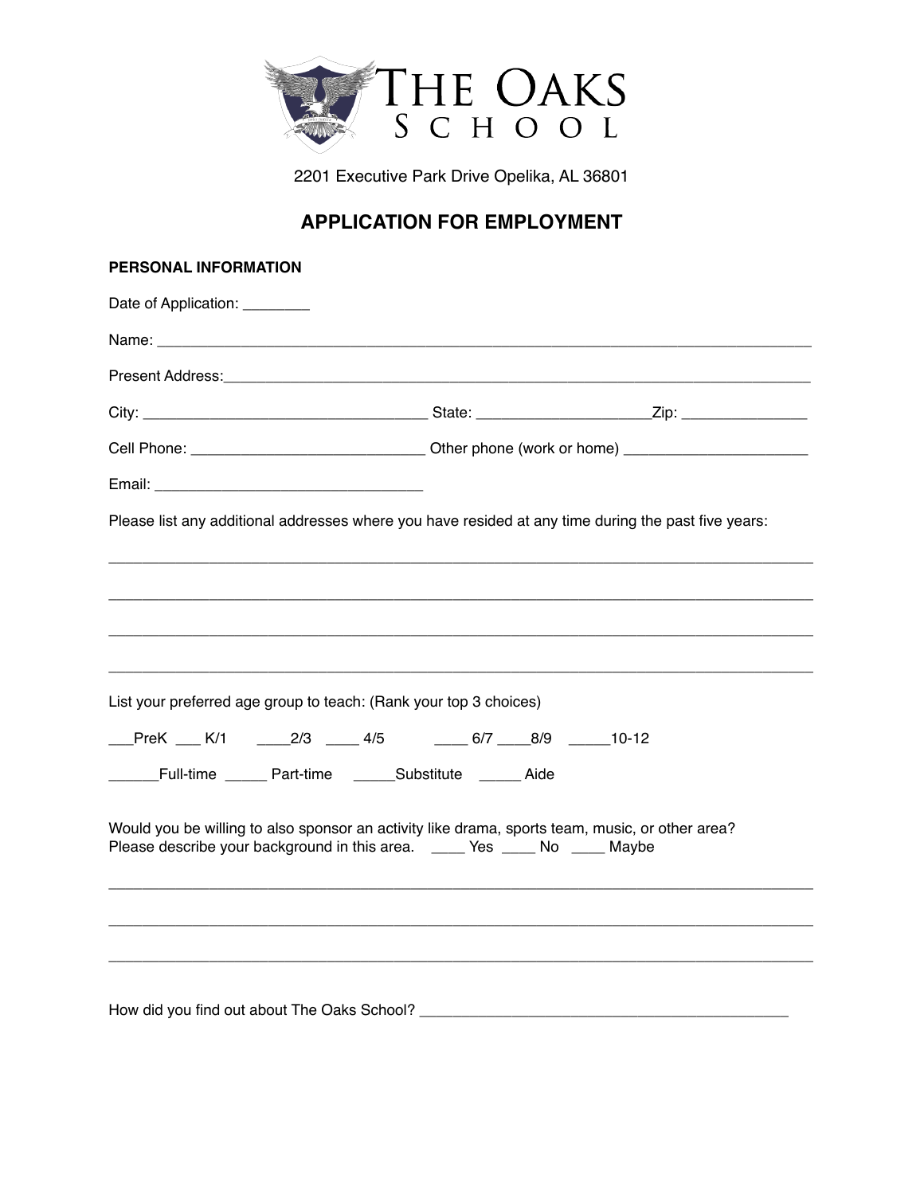# THE OAKS SCHOOL

2201 Executive Park Drive Opelika, AL 36801

## APPLICATION FOR EMPLOYMENT

**PERSONAL INFORMATION**

Date of Application: ________

Name: ______________________________________________________________________________

Present Address:_____________________________________________________________________

City: _________________________________ State: ____________________Zip: ______________

Cell Phone: ___________________________ Other phone (work or home) _____________________

Email: ______________________________

Please list any additional addresses where you have resided at any time during the past five years:

_____________________________________________________________________________________

_____________________________________________________________________________________

_____________________________________________________________________________________

_____________________________________________________________________________________

List your preferred age group to teach: (Rank your top 3 choices)

___PreK ___ K/1 ____2/3 ____ 4/5 ____ 6/7 ____8/9 _____10-12

______Full-time _____ Part-time _____Substitute _____ Aide

Would you be willing to also sponsor an activity like drama, sports team, music, or other area? Please describe your background in this area. ____ Yes ____ No ____ Maybe

_____________________________________________________________________________________

_____________________________________________________________________________________

_____________________________________________________________________________________

How did you find out about The Oaks School? ___________________________________________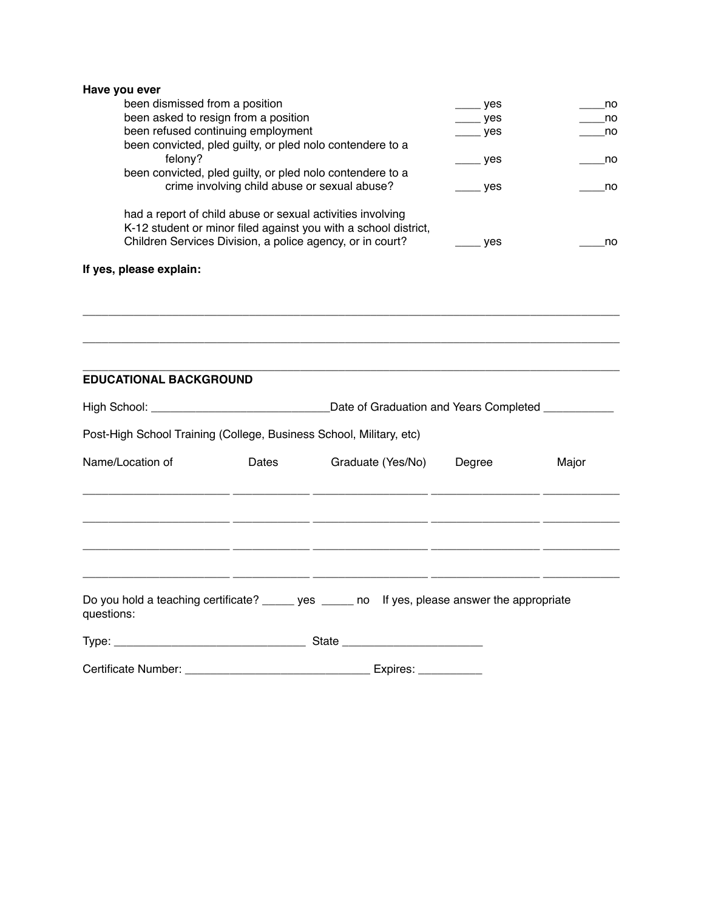**Have you ever**

| | | |
|---|---|---|
| been dismissed from a position | ____ yes | ____no |
| been asked to resign from a position | ____ yes | ____no |
| been refused continuing employment | ____ yes | ____no |
| been convicted, pled guilty, or pled nolo contendere to a felony? | ____ yes | ____no |
| been convicted, pled guilty, or pled nolo contendere to a crime involving child abuse or sexual abuse? | ____ yes | ____no |
| had a report of child abuse or sexual activities involving K-12 student or minor filed against you with a school district, Children Services Division, a police agency, or in court? | ____ yes | ____no |

**If yes, please explain:**

________________________________________________________________________________

________________________________________________________________________________

________________________________________________________________________________

**EDUCATIONAL BACKGROUND**

High School: ___________________________Date of Graduation and Years Completed ___________

Post-High School Training (College, Business School, Military, etc)

| Name/Location of | Dates | Graduate (Yes/No) | Degree | Major |
|---|---|---|---|---|
| | | | | |
| | | | | |
| | | | | |
| | | | | |

Do you hold a teaching certificate? _____ yes _____ no If yes, please answer the appropriate questions:

Type: ______________________________ State _____________________

Certificate Number: _____________________________ Expires: __________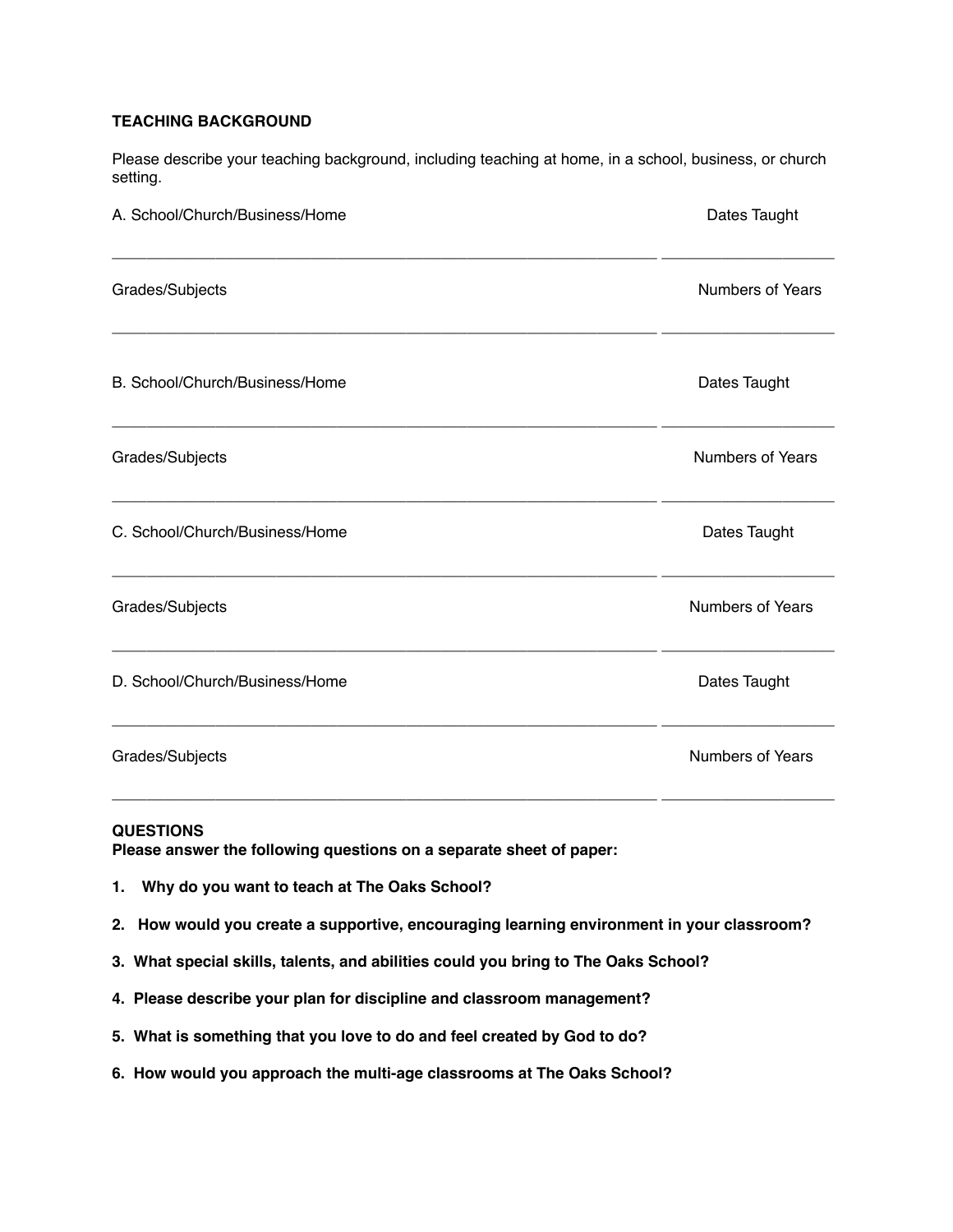**TEACHING BACKGROUND**

Please describe your teaching background, including teaching at home, in a school, business, or church setting.

A. School/Church/Business/Home Dates Taught

_______________________________________________ _______________

Grades/Subjects Numbers of Years

_______________________________________________ _______________

B. School/Church/Business/Home Dates Taught

_______________________________________________ _______________

Grades/Subjects Numbers of Years

_______________________________________________ _______________

C. School/Church/Business/Home Dates Taught

_______________________________________________ _______________

Grades/Subjects Numbers of Years

_______________________________________________ _______________

D. School/Church/Business/Home Dates Taught

_______________________________________________ _______________

Grades/Subjects Numbers of Years

_______________________________________________ _______________

**QUESTIONS**
**Please answer the following questions on a separate sheet of paper:**

1. **Why do you want to teach at The Oaks School?**
2. **How would you create a supportive, encouraging learning environment in your classroom?**
3. **What special skills, talents, and abilities could you bring to The Oaks School?**
4. **Please describe your plan for discipline and classroom management?**
5. **What is something that you love to do and feel created by God to do?**
6. **How would you approach the multi-age classrooms at The Oaks School?**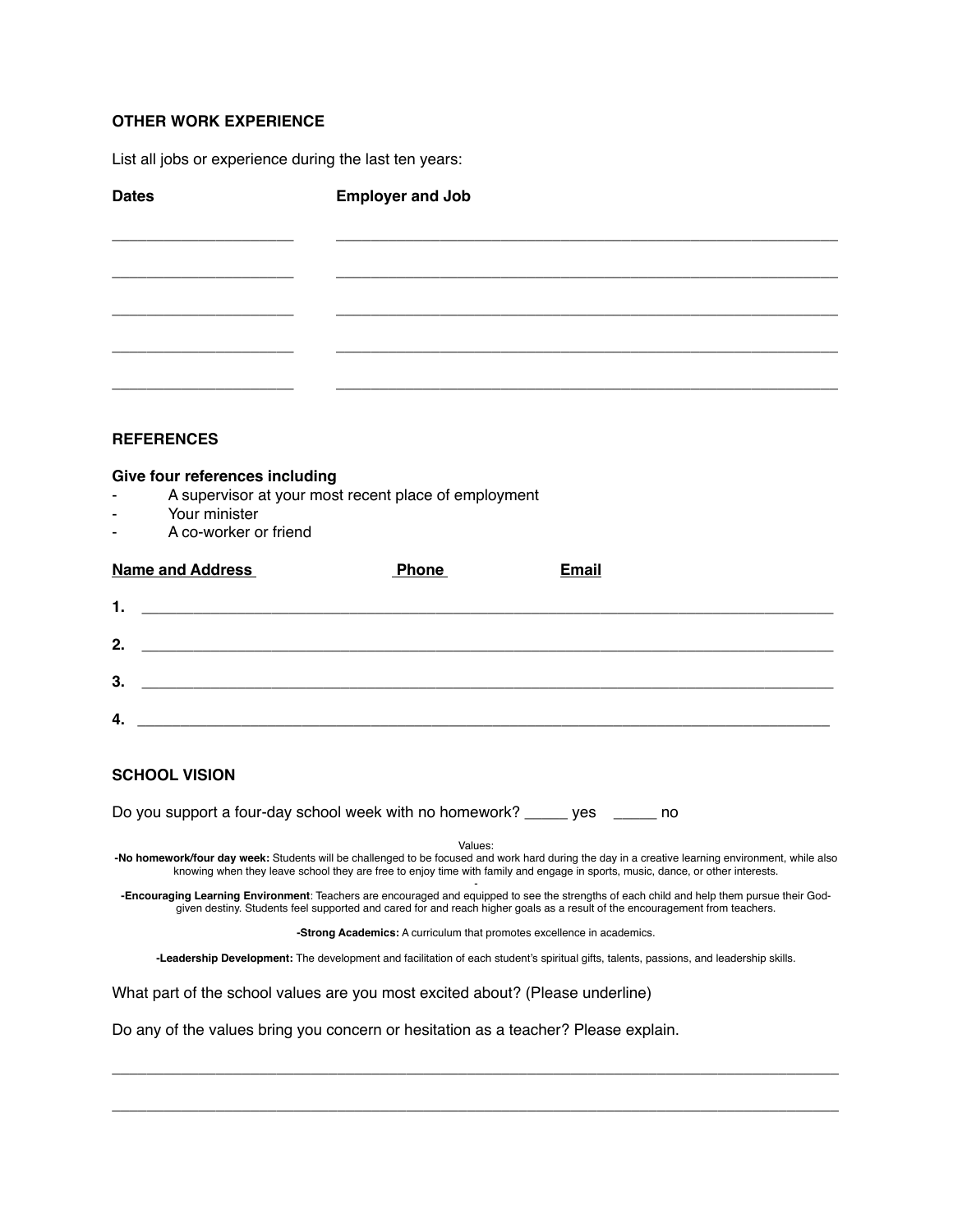### OTHER WORK EXPERIENCE

List all jobs or experience during the last ten years:

| Dates | Employer and Job |
|---|---|
| ____________________ | ________________________________________________________ |
| ____________________ | ________________________________________________________ |
| ____________________ | ________________________________________________________ |
| ____________________ | ________________________________________________________ |
| ____________________ | ________________________________________________________ |

### REFERENCES

**Give four references including**

- A supervisor at your most recent place of employment
- Your minister
- A co-worker or friend

**Name and Address** **Phone** **Email**

**1.** ______________________________________________________________________________

**2.** ______________________________________________________________________________

**3.** ______________________________________________________________________________

**4.** ______________________________________________________________________________

### SCHOOL VISION

Do you support a four-day school week with no homework? _____ yes _____ no

Values:

**-No homework/four day week:** Students will be challenged to be focused and work hard during the day in a creative learning environment, while also knowing when they leave school they are free to enjoy time with family and engage in sports, music, dance, or other interests.

-

**-Encouraging Learning Environment**: Teachers are encouraged and equipped to see the strengths of each child and help them pursue their God-given destiny. Students feel supported and cared for and reach higher goals as a result of the encouragement from teachers.

**-Strong Academics:** A curriculum that promotes excellence in academics.

**-Leadership Development:** The development and facilitation of each student's spiritual gifts, talents, passions, and leadership skills.

What part of the school values are you most excited about? (Please underline)

Do any of the values bring you concern or hesitation as a teacher? Please explain.

______________________________________________________________________________

______________________________________________________________________________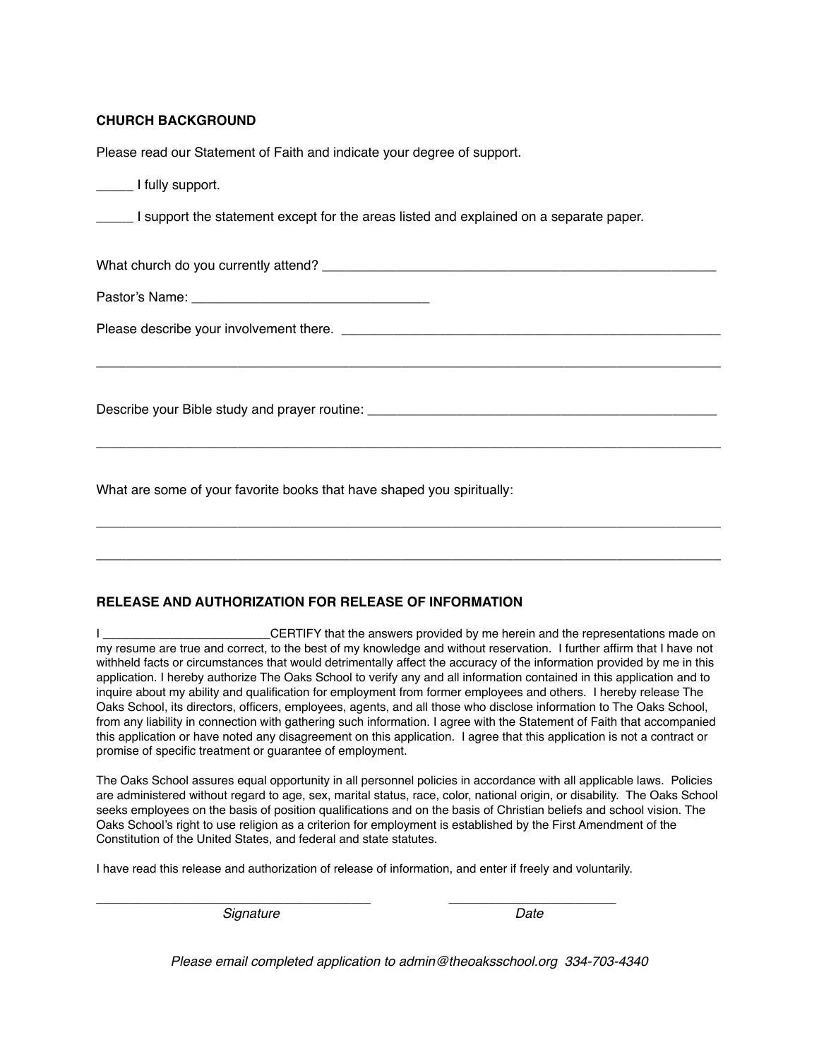## CHURCH BACKGROUND

Please read our Statement of Faith and indicate your degree of support.

_____ I fully support.

_____ I support the statement except for the areas listed and explained on a separate paper.

What church do you currently attend? _______________________________________________

Pastor's Name: ____________________________

Please describe your involvement there. ____________________________________________

_________________________________________________________________________

Describe your Bible study and prayer routine: ________________________________________

_________________________________________________________________________

What are some of your favorite books that have shaped you spiritually:

_________________________________________________________________________

_________________________________________________________________________

## RELEASE AND AUTHORIZATION FOR RELEASE OF INFORMATION

I _________________________CERTIFY that the answers provided by me herein and the representations made on my resume are true and correct, to the best of my knowledge and without reservation. I further affirm that I have not withheld facts or circumstances that would detrimentally affect the accuracy of the information provided by me in this application. I hereby authorize The Oaks School to verify any and all information contained in this application and to inquire about my ability and qualification for employment from former employees and others. I hereby release The Oaks School, its directors, officers, employees, agents, and all those who disclose information to The Oaks School, from any liability in connection with gathering such information. I agree with the Statement of Faith that accompanied this application or have noted any disagreement on this application. I agree that this application is not a contract or promise of specific treatment or guarantee of employment.

The Oaks School assures equal opportunity in all personnel policies in accordance with all applicable laws. Policies are administered without regard to age, sex, marital status, race, color, national origin, or disability. The Oaks School seeks employees on the basis of position qualifications and on the basis of Christian beliefs and school vision. The Oaks School's right to use religion as a criterion for employment is established by the First Amendment of the Constitution of the United States, and federal and state statutes.

I have read this release and authorization of release of information, and enter if freely and voluntarily.

_________________________________ _____________________

*Signature* *Date*

*Please email completed application to admin@theoaksschool.org 334-703-4340*